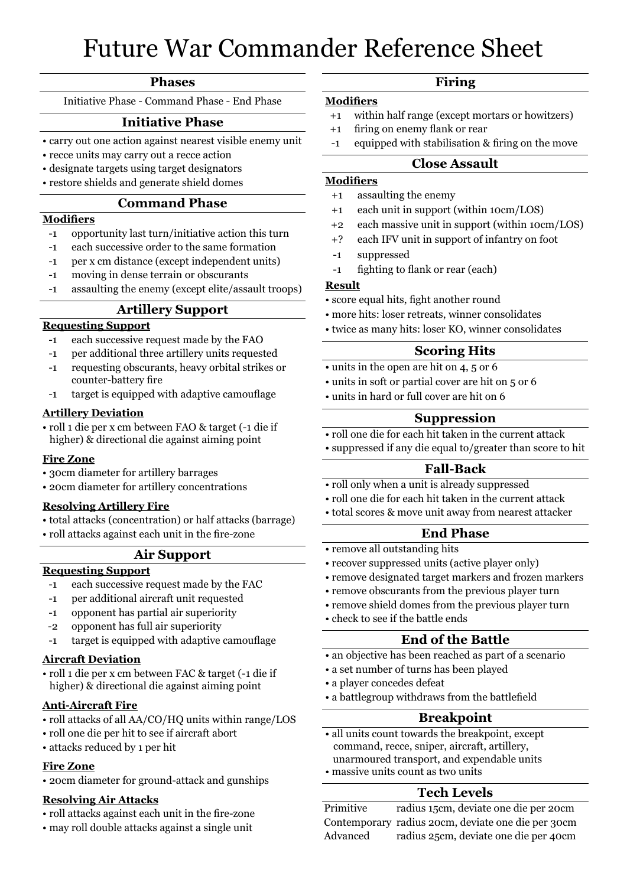# Future War Commander Reference Sheet

## Phases

Initiative Phase - Command Phase - End Phase

## Initiative Phase

- carry out one action against nearest visible enemy unit
- recce units may carry out a recce action
- designate targets using target designators
- restore shields and generate shield domes

## Command Phase

**Modifiers**

- -1 opportunity last turn/initiative action this turn
- -1 each successive order to the same formation
- -1 per x cm distance (except independent units)
- -1 moving in dense terrain or obscurants
- -1 assaulting the enemy (except elite/assault troops)

## Artillery Support

**Requesting Support**

- -1 each successive request made by the FAO
- -1 per additional three artillery units requested
- -1 requesting obscurants, heavy orbital strikes or counter-battery fire
- -1 target is equipped with adaptive camouflage

**Artillery Deviation**

- roll 1 die per x cm between FAO & target (-1 die if higher) & directional die against aiming point

**Fire Zone**

- 30cm diameter for artillery barrages
- 20cm diameter for artillery concentrations

**Resolving Artillery Fire**

- total attacks (concentration) or half attacks (barrage)
- roll attacks against each unit in the fire-zone

## Air Support

**Requesting Support**

- -1 each successive request made by the FAC
- -1 per additional aircraft unit requested
- -1 opponent has partial air superiority
- -2 opponent has full air superiority
- -1 target is equipped with adaptive camouflage

**Aircraft Deviation**

- roll 1 die per x cm between FAC & target (-1 die if higher) & directional die against aiming point

**Anti-Aircraft Fire**

- roll attacks of all AA/CO/HQ units within range/LOS
- roll one die per hit to see if aircraft abort
- attacks reduced by 1 per hit

**Fire Zone**

- 20cm diameter for ground-attack and gunships

**Resolving Air Attacks**

- roll attacks against each unit in the fire-zone
- may roll double attacks against a single unit

## Firing

**Modifiers**

- +1 within half range (except mortars or howitzers)
- +1 firing on enemy flank or rear
- -1 equipped with stabilisation & firing on the move

## Close Assault

**Modifiers**

- +1 assaulting the enemy
- +1 each unit in support (within 10cm/LOS)
- +2 each massive unit in support (within 10cm/LOS)
- +? each IFV unit in support of infantry on foot
- -1 suppressed
- -1 fighting to flank or rear (each)

**Result**

- score equal hits, fight another round
- more hits: loser retreats, winner consolidates
- twice as many hits: loser KO, winner consolidates

## Scoring Hits

- units in the open are hit on 4, 5 or 6
- units in soft or partial cover are hit on 5 or 6
- units in hard or full cover are hit on 6

## Suppression

- roll one die for each hit taken in the current attack
- suppressed if any die equal to/greater than score to hit

## Fall-Back

- roll only when a unit is already suppressed
- roll one die for each hit taken in the current attack
- total scores & move unit away from nearest attacker

## End Phase

- remove all outstanding hits
- recover suppressed units (active player only)
- remove designated target markers and frozen markers
- remove obscurants from the previous player turn
- remove shield domes from the previous player turn
- check to see if the battle ends

## End of the Battle

- an objective has been reached as part of a scenario
- a set number of turns has been played
- a player concedes defeat
- a battlegroup withdraws from the battlefield

## Breakpoint

- all units count towards the breakpoint, except command, recce, sniper, aircraft, artillery, unarmoured transport, and expendable units
- massive units count as two units

## Tech Levels

| | |
|---|---|
| Primitive | radius 15cm, deviate one die per 20cm |
| Contemporary | radius 20cm, deviate one die per 30cm |
| Advanced | radius 25cm, deviate one die per 40cm |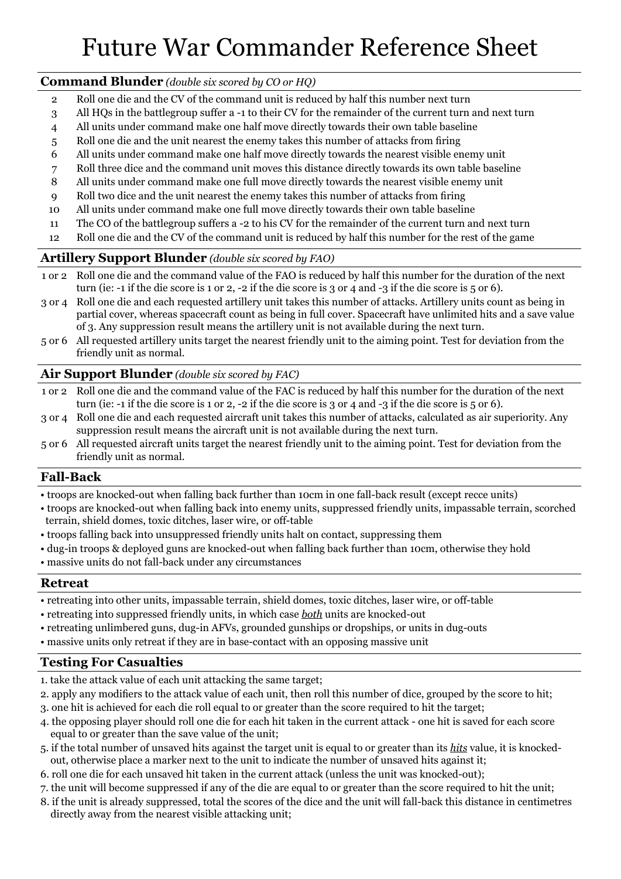# Future War Commander Reference Sheet

## Command Blunder *(double six scored by CO or HQ)*

| | |
|---|---|
| 2 | Roll one die and the CV of the command unit is reduced by half this number next turn |
| 3 | All HQs in the battlegroup suffer a -1 to their CV for the remainder of the current turn and next turn |
| 4 | All units under command make one half move directly towards their own table baseline |
| 5 | Roll one die and the unit nearest the enemy takes this number of attacks from firing |
| 6 | All units under command make one half move directly towards the nearest visible enemy unit |
| 7 | Roll three dice and the command unit moves this distance directly towards its own table baseline |
| 8 | All units under command make one full move directly towards the nearest visible enemy unit |
| 9 | Roll two dice and the unit nearest the enemy takes this number of attacks from firing |
| 10 | All units under command make one full move directly towards their own table baseline |
| 11 | The CO of the battlegroup suffers a -2 to his CV for the remainder of the current turn and next turn |
| 12 | Roll one die and the CV of the command unit is reduced by half this number for the rest of the game |

## Artillery Support Blunder *(double six scored by FAO)*

| | |
|---|---|
| 1 or 2 | Roll one die and the command value of the FAO is reduced by half this number for the duration of the next turn (ie: -1 if the die score is 1 or 2, -2 if the die score is 3 or 4 and -3 if the die score is 5 or 6). |
| 3 or 4 | Roll one die and each requested artillery unit takes this number of attacks. Artillery units count as being in partial cover, whereas spacecraft count as being in full cover. Spacecraft have unlimited hits and a save value of 3. Any suppression result means the artillery unit is not available during the next turn. |
| 5 or 6 | All requested artillery units target the nearest friendly unit to the aiming point. Test for deviation from the friendly unit as normal. |

## Air Support Blunder *(double six scored by FAC)*

| | |
|---|---|
| 1 or 2 | Roll one die and the command value of the FAC is reduced by half this number for the duration of the next turn (ie: -1 if the die score is 1 or 2, -2 if the die score is 3 or 4 and -3 if the die score is 5 or 6). |
| 3 or 4 | Roll one die and each requested aircraft unit takes this number of attacks, calculated as air superiority. Any suppression result means the aircraft unit is not available during the next turn. |
| 5 or 6 | All requested aircraft units target the nearest friendly unit to the aiming point. Test for deviation from the friendly unit as normal. |

## Fall-Back

- troops are knocked-out when falling back further than 10cm in one fall-back result (except recce units)
- troops are knocked-out when falling back into enemy units, suppressed friendly units, impassable terrain, scorched terrain, shield domes, toxic ditches, laser wire, or off-table
- troops falling back into unsuppressed friendly units halt on contact, suppressing them
- dug-in troops & deployed guns are knocked-out when falling back further than 10cm, otherwise they hold
- massive units do not fall-back under any circumstances

## Retreat

- retreating into other units, impassable terrain, shield domes, toxic ditches, laser wire, or off-table
- retreating into suppressed friendly units, in which case ***both*** units are knocked-out
- retreating unlimbered guns, dug-in AFVs, grounded gunships or dropships, or units in dug-outs
- massive units only retreat if they are in base-contact with an opposing massive unit

## Testing For Casualties

1. take the attack value of each unit attacking the same target;
2. apply any modifiers to the attack value of each unit, then roll this number of dice, grouped by the score to hit;
3. one hit is achieved for each die roll equal to or greater than the score required to hit the target;
4. the opposing player should roll one die for each hit taken in the current attack - one hit is saved for each score equal to or greater than the save value of the unit;
5. if the total number of unsaved hits against the target unit is equal to or greater than its ***hits*** value, it is knocked-out, otherwise place a marker next to the unit to indicate the number of unsaved hits against it;
6. roll one die for each unsaved hit taken in the current attack (unless the unit was knocked-out);
7. the unit will become suppressed if any of the die are equal to or greater than the score required to hit the unit;
8. if the unit is already suppressed, total the scores of the dice and the unit will fall-back this distance in centimetres directly away from the nearest visible attacking unit;